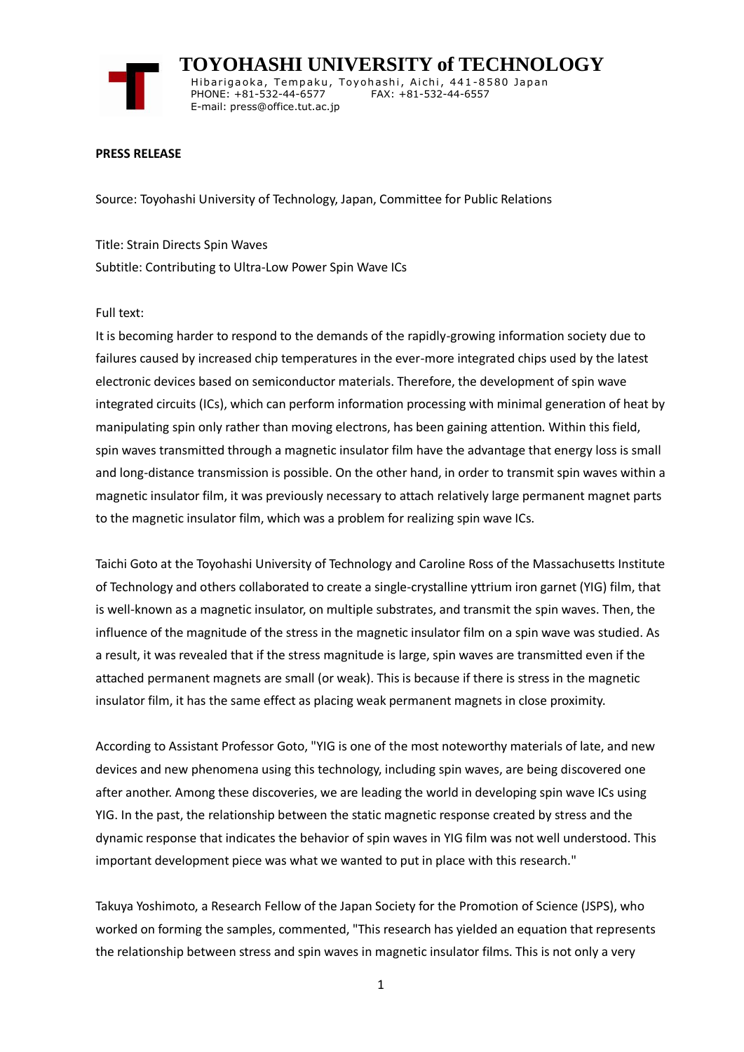**TOYOHASHI UNIVERSITY of TECHNOLOGY**

Hibarigaoka, Tempaku, Toyohashi, Aichi, 441-8580 Japan
PHONE: +81-532-44-6577 FAX: +81-532-44-6557
E-mail: press@office.tut.ac.jp

**PRESS RELEASE**

Source: Toyohashi University of Technology, Japan, Committee for Public Relations

Title: Strain Directs Spin Waves
Subtitle: Contributing to Ultra-Low Power Spin Wave ICs

Full text:
It is becoming harder to respond to the demands of the rapidly-growing information society due to failures caused by increased chip temperatures in the ever-more integrated chips used by the latest electronic devices based on semiconductor materials. Therefore, the development of spin wave integrated circuits (ICs), which can perform information processing with minimal generation of heat by manipulating spin only rather than moving electrons, has been gaining attention. Within this field, spin waves transmitted through a magnetic insulator film have the advantage that energy loss is small and long-distance transmission is possible. On the other hand, in order to transmit spin waves within a magnetic insulator film, it was previously necessary to attach relatively large permanent magnet parts to the magnetic insulator film, which was a problem for realizing spin wave ICs.

Taichi Goto at the Toyohashi University of Technology and Caroline Ross of the Massachusetts Institute of Technology and others collaborated to create a single-crystalline yttrium iron garnet (YIG) film, that is well-known as a magnetic insulator, on multiple substrates, and transmit the spin waves. Then, the influence of the magnitude of the stress in the magnetic insulator film on a spin wave was studied. As a result, it was revealed that if the stress magnitude is large, spin waves are transmitted even if the attached permanent magnets are small (or weak). This is because if there is stress in the magnetic insulator film, it has the same effect as placing weak permanent magnets in close proximity.

According to Assistant Professor Goto, "YIG is one of the most noteworthy materials of late, and new devices and new phenomena using this technology, including spin waves, are being discovered one after another. Among these discoveries, we are leading the world in developing spin wave ICs using YIG. In the past, the relationship between the static magnetic response created by stress and the dynamic response that indicates the behavior of spin waves in YIG film was not well understood. This important development piece was what we wanted to put in place with this research."

Takuya Yoshimoto, a Research Fellow of the Japan Society for the Promotion of Science (JSPS), who worked on forming the samples, commented, "This research has yielded an equation that represents the relationship between stress and spin waves in magnetic insulator films. This is not only a very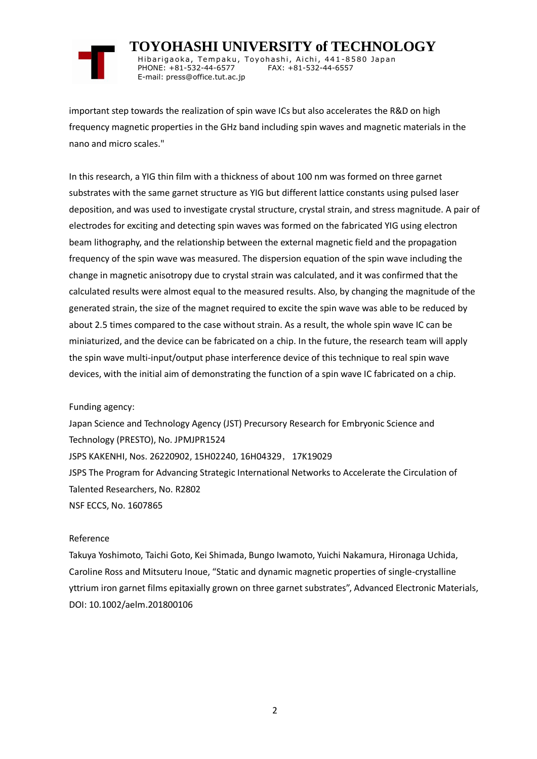important step towards the realization of spin wave ICs but also accelerates the R&D on high frequency magnetic properties in the GHz band including spin waves and magnetic materials in the nano and micro scales."

In this research, a YIG thin film with a thickness of about 100 nm was formed on three garnet substrates with the same garnet structure as YIG but different lattice constants using pulsed laser deposition, and was used to investigate crystal structure, crystal strain, and stress magnitude. A pair of electrodes for exciting and detecting spin waves was formed on the fabricated YIG using electron beam lithography, and the relationship between the external magnetic field and the propagation frequency of the spin wave was measured. The dispersion equation of the spin wave including the change in magnetic anisotropy due to crystal strain was calculated, and it was confirmed that the calculated results were almost equal to the measured results. Also, by changing the magnitude of the generated strain, the size of the magnet required to excite the spin wave was able to be reduced by about 2.5 times compared to the case without strain. As a result, the whole spin wave IC can be miniaturized, and the device can be fabricated on a chip. In the future, the research team will apply the spin wave multi-input/output phase interference device of this technique to real spin wave devices, with the initial aim of demonstrating the function of a spin wave IC fabricated on a chip.

Funding agency:
Japan Science and Technology Agency (JST) Precursory Research for Embryonic Science and Technology (PRESTO), No. JPMJPR1524
JSPS KAKENHI, Nos. 26220902, 15H02240, 16H04329， 17K19029
JSPS The Program for Advancing Strategic International Networks to Accelerate the Circulation of Talented Researchers, No. R2802
NSF ECCS, No. 1607865

Reference
Takuya Yoshimoto, Taichi Goto, Kei Shimada, Bungo Iwamoto, Yuichi Nakamura, Hironaga Uchida, Caroline Ross and Mitsuteru Inoue, "Static and dynamic magnetic properties of single-crystalline yttrium iron garnet films epitaxially grown on three garnet substrates", Advanced Electronic Materials, DOI: 10.1002/aelm.201800106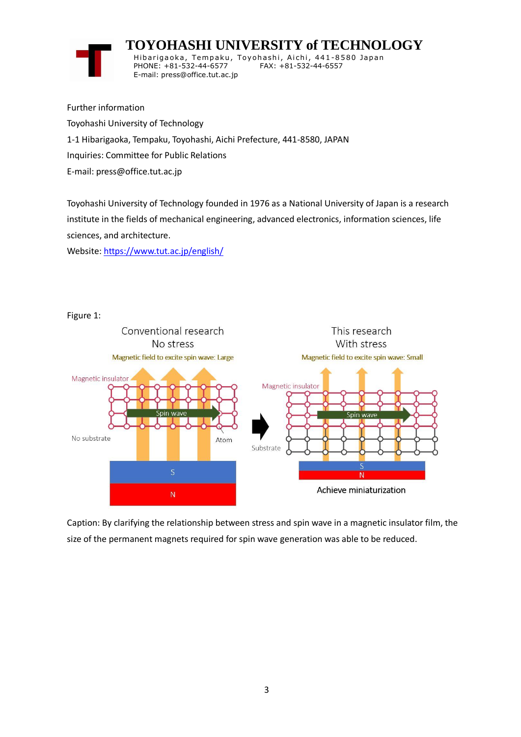Further information

Toyohashi University of Technology

1-1 Hibarigaoka, Tempaku, Toyohashi, Aichi Prefecture, 441-8580, JAPAN

Inquiries: Committee for Public Relations

E-mail: press@office.tut.ac.jp

Toyohashi University of Technology founded in 1976 as a National University of Japan is a research institute in the fields of mechanical engineering, advanced electronics, information sciences, life sciences, and architecture.

Website: https://www.tut.ac.jp/english/

Figure 1:

Caption: By clarifying the relationship between stress and spin wave in a magnetic insulator film, the size of the permanent magnets required for spin wave generation was able to be reduced.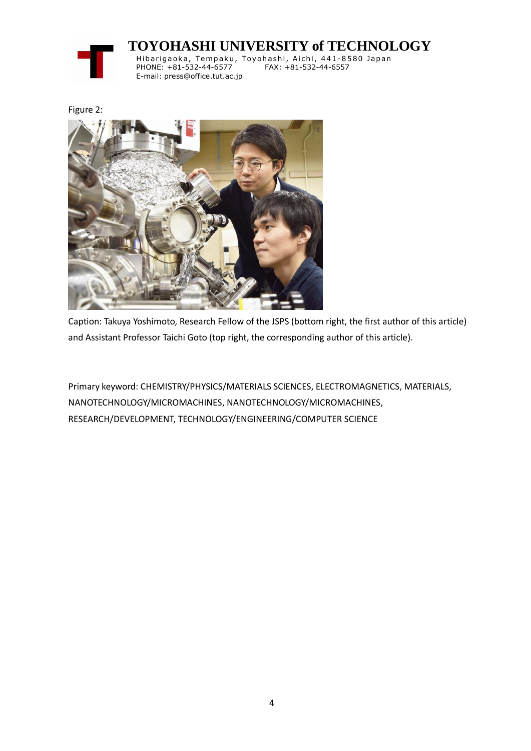Figure 2:

Caption: Takuya Yoshimoto, Research Fellow of the JSPS (bottom right, the first author of this article) and Assistant Professor Taichi Goto (top right, the corresponding author of this article).

Primary keyword: CHEMISTRY/PHYSICS/MATERIALS SCIENCES, ELECTROMAGNETICS, MATERIALS, NANOTECHNOLOGY/MICROMACHINES, NANOTECHNOLOGY/MICROMACHINES, RESEARCH/DEVELOPMENT, TECHNOLOGY/ENGINEERING/COMPUTER SCIENCE